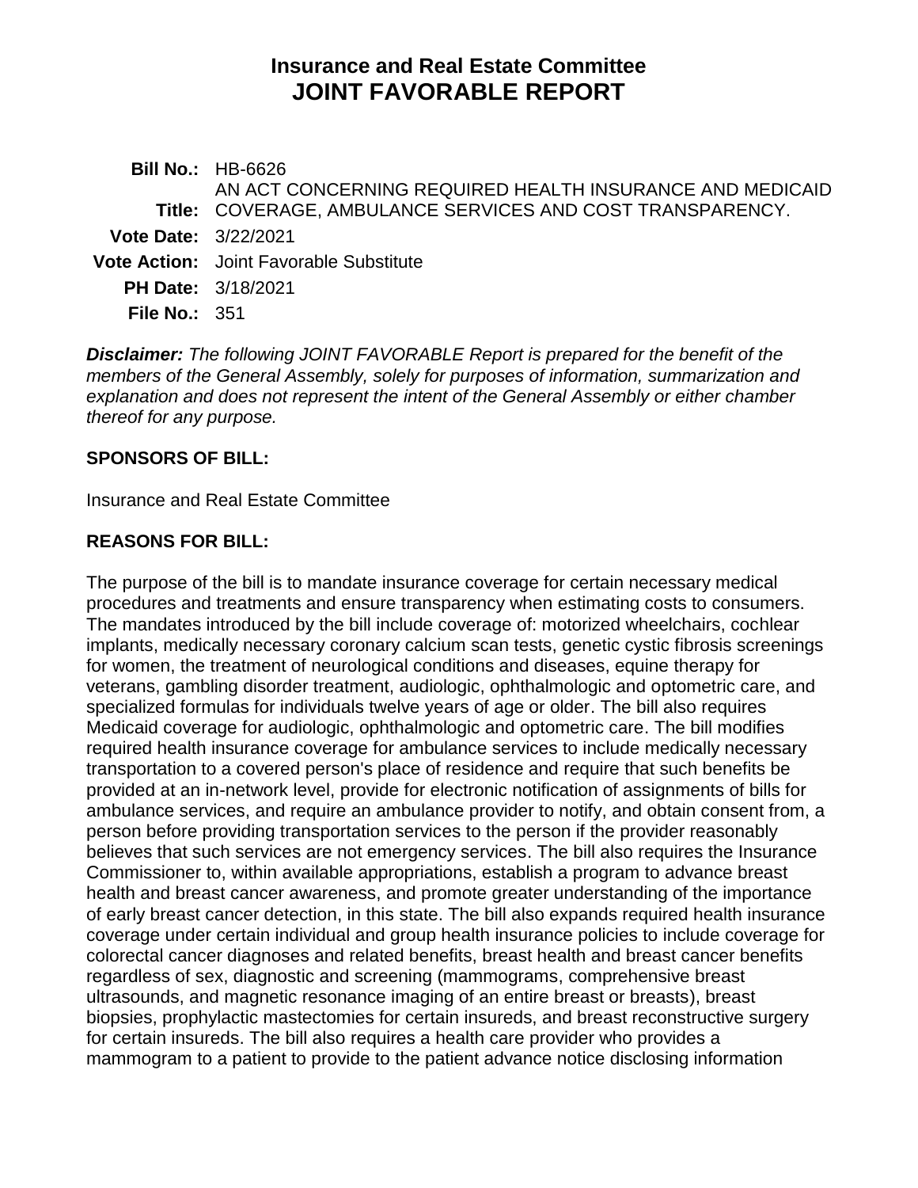# Insurance and Real Estate Committee
# JOINT FAVORABLE REPORT

**Bill No.:** HB-6626

**Title:** AN ACT CONCERNING REQUIRED HEALTH INSURANCE AND MEDICAID COVERAGE, AMBULANCE SERVICES AND COST TRANSPARENCY.

**Vote Date:** 3/22/2021

**Vote Action:** Joint Favorable Substitute

**PH Date:** 3/18/2021

**File No.:** 351

***Disclaimer:*** *The following JOINT FAVORABLE Report is prepared for the benefit of the members of the General Assembly, solely for purposes of information, summarization and explanation and does not represent the intent of the General Assembly or either chamber thereof for any purpose.*

## SPONSORS OF BILL:

Insurance and Real Estate Committee

## REASONS FOR BILL:

The purpose of the bill is to mandate insurance coverage for certain necessary medical procedures and treatments and ensure transparency when estimating costs to consumers. The mandates introduced by the bill include coverage of: motorized wheelchairs, cochlear implants, medically necessary coronary calcium scan tests, genetic cystic fibrosis screenings for women, the treatment of neurological conditions and diseases, equine therapy for veterans, gambling disorder treatment, audiologic, ophthalmologic and optometric care, and specialized formulas for individuals twelve years of age or older. The bill also requires Medicaid coverage for audiologic, ophthalmologic and optometric care. The bill modifies required health insurance coverage for ambulance services to include medically necessary transportation to a covered person's place of residence and require that such benefits be provided at an in-network level, provide for electronic notification of assignments of bills for ambulance services, and require an ambulance provider to notify, and obtain consent from, a person before providing transportation services to the person if the provider reasonably believes that such services are not emergency services. The bill also requires the Insurance Commissioner to, within available appropriations, establish a program to advance breast health and breast cancer awareness, and promote greater understanding of the importance of early breast cancer detection, in this state. The bill also expands required health insurance coverage under certain individual and group health insurance policies to include coverage for colorectal cancer diagnoses and related benefits, breast health and breast cancer benefits regardless of sex, diagnostic and screening (mammograms, comprehensive breast ultrasounds, and magnetic resonance imaging of an entire breast or breasts), breast biopsies, prophylactic mastectomies for certain insureds, and breast reconstructive surgery for certain insureds. The bill also requires a health care provider who provides a mammogram to a patient to provide to the patient advance notice disclosing information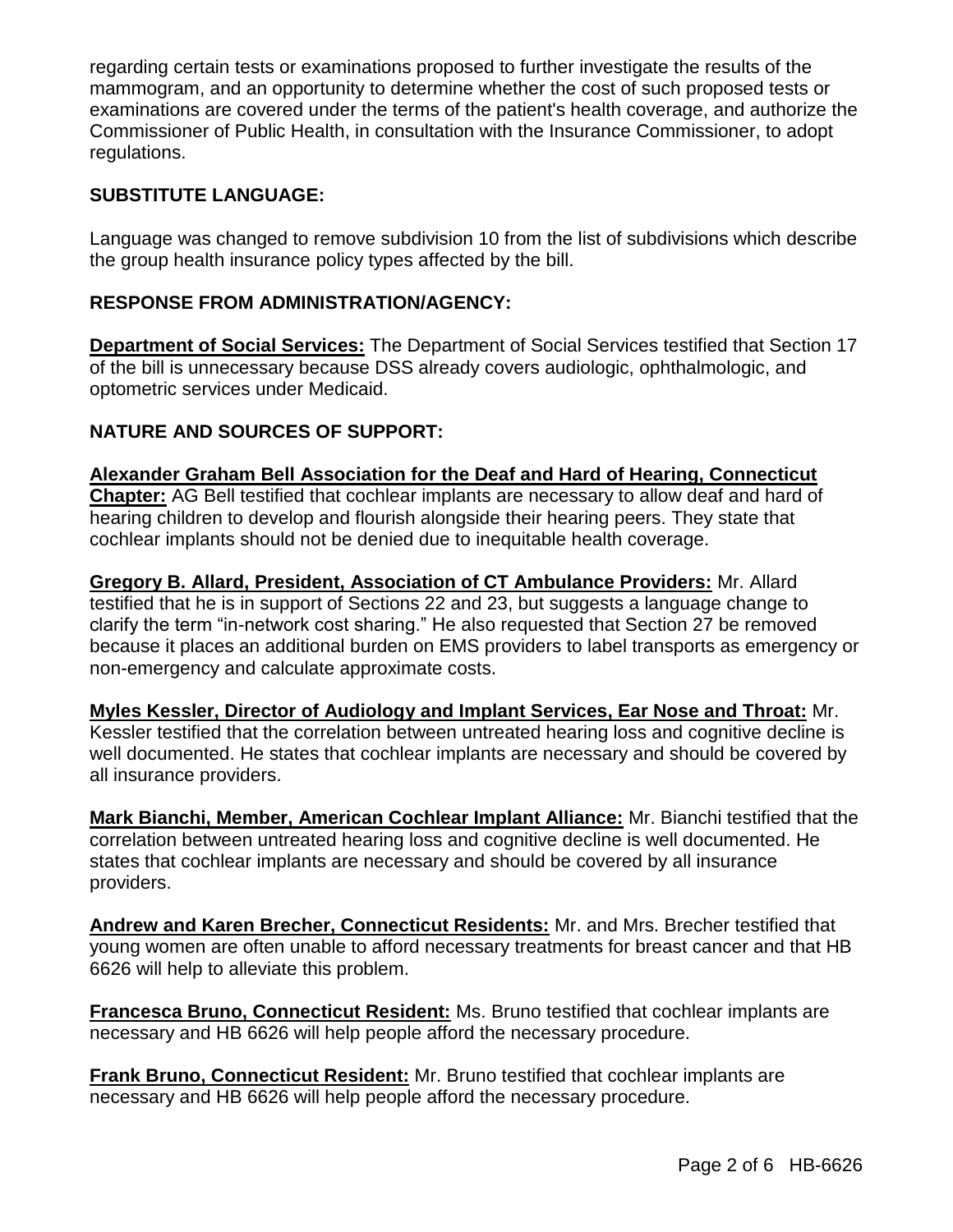regarding certain tests or examinations proposed to further investigate the results of the mammogram, and an opportunity to determine whether the cost of such proposed tests or examinations are covered under the terms of the patient's health coverage, and authorize the Commissioner of Public Health, in consultation with the Insurance Commissioner, to adopt regulations.

## SUBSTITUTE LANGUAGE:

Language was changed to remove subdivision 10 from the list of subdivisions which describe the group health insurance policy types affected by the bill.

## RESPONSE FROM ADMINISTRATION/AGENCY:

**Department of Social Services:** The Department of Social Services testified that Section 17 of the bill is unnecessary because DSS already covers audiologic, ophthalmologic, and optometric services under Medicaid.

## NATURE AND SOURCES OF SUPPORT:

**Alexander Graham Bell Association for the Deaf and Hard of Hearing, Connecticut Chapter:** AG Bell testified that cochlear implants are necessary to allow deaf and hard of hearing children to develop and flourish alongside their hearing peers. They state that cochlear implants should not be denied due to inequitable health coverage.

**Gregory B. Allard, President, Association of CT Ambulance Providers:** Mr. Allard testified that he is in support of Sections 22 and 23, but suggests a language change to clarify the term "in-network cost sharing." He also requested that Section 27 be removed because it places an additional burden on EMS providers to label transports as emergency or non-emergency and calculate approximate costs.

**Myles Kessler, Director of Audiology and Implant Services, Ear Nose and Throat:** Mr. Kessler testified that the correlation between untreated hearing loss and cognitive decline is well documented. He states that cochlear implants are necessary and should be covered by all insurance providers.

**Mark Bianchi, Member, American Cochlear Implant Alliance:** Mr. Bianchi testified that the correlation between untreated hearing loss and cognitive decline is well documented. He states that cochlear implants are necessary and should be covered by all insurance providers.

**Andrew and Karen Brecher, Connecticut Residents:** Mr. and Mrs. Brecher testified that young women are often unable to afford necessary treatments for breast cancer and that HB 6626 will help to alleviate this problem.

**Francesca Bruno, Connecticut Resident:** Ms. Bruno testified that cochlear implants are necessary and HB 6626 will help people afford the necessary procedure.

**Frank Bruno, Connecticut Resident:** Mr. Bruno testified that cochlear implants are necessary and HB 6626 will help people afford the necessary procedure.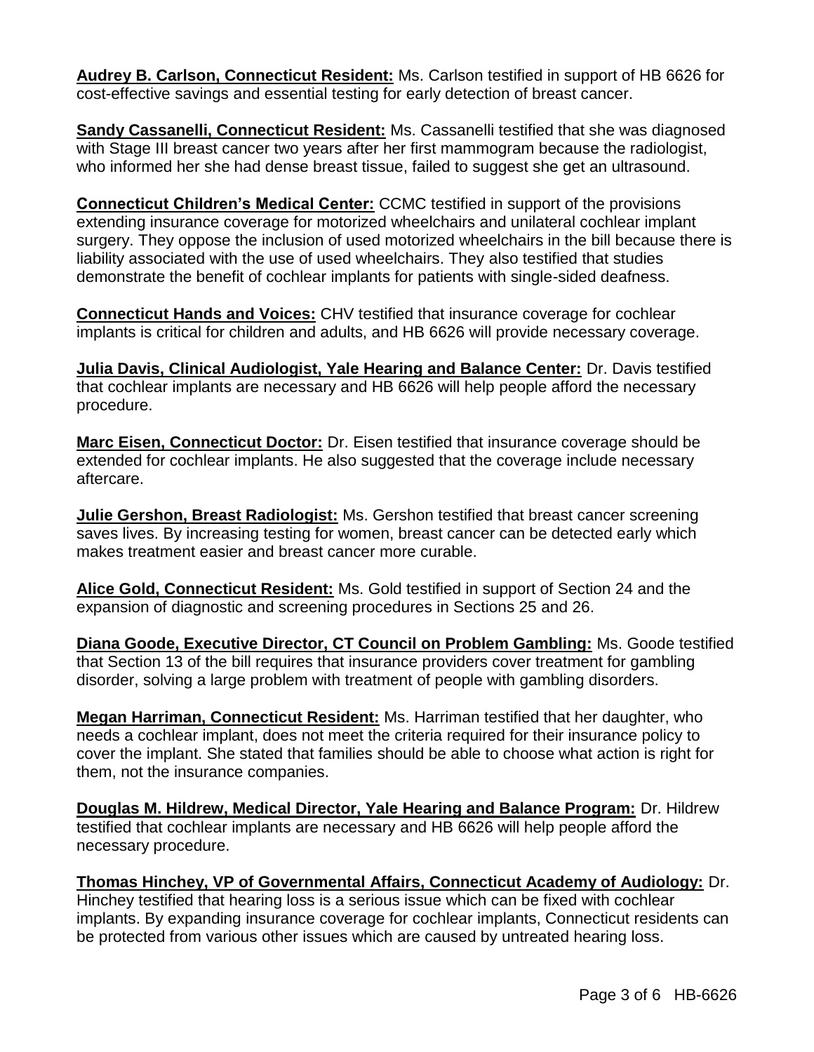**Audrey B. Carlson, Connecticut Resident:** Ms. Carlson testified in support of HB 6626 for cost-effective savings and essential testing for early detection of breast cancer.

**Sandy Cassanelli, Connecticut Resident:** Ms. Cassanelli testified that she was diagnosed with Stage III breast cancer two years after her first mammogram because the radiologist, who informed her she had dense breast tissue, failed to suggest she get an ultrasound.

**Connecticut Children's Medical Center:** CCMC testified in support of the provisions extending insurance coverage for motorized wheelchairs and unilateral cochlear implant surgery. They oppose the inclusion of used motorized wheelchairs in the bill because there is liability associated with the use of used wheelchairs. They also testified that studies demonstrate the benefit of cochlear implants for patients with single-sided deafness.

**Connecticut Hands and Voices:** CHV testified that insurance coverage for cochlear implants is critical for children and adults, and HB 6626 will provide necessary coverage.

**Julia Davis, Clinical Audiologist, Yale Hearing and Balance Center:** Dr. Davis testified that cochlear implants are necessary and HB 6626 will help people afford the necessary procedure.

**Marc Eisen, Connecticut Doctor:** Dr. Eisen testified that insurance coverage should be extended for cochlear implants. He also suggested that the coverage include necessary aftercare.

**Julie Gershon, Breast Radiologist:** Ms. Gershon testified that breast cancer screening saves lives. By increasing testing for women, breast cancer can be detected early which makes treatment easier and breast cancer more curable.

**Alice Gold, Connecticut Resident:** Ms. Gold testified in support of Section 24 and the expansion of diagnostic and screening procedures in Sections 25 and 26.

**Diana Goode, Executive Director, CT Council on Problem Gambling:** Ms. Goode testified that Section 13 of the bill requires that insurance providers cover treatment for gambling disorder, solving a large problem with treatment of people with gambling disorders.

**Megan Harriman, Connecticut Resident:** Ms. Harriman testified that her daughter, who needs a cochlear implant, does not meet the criteria required for their insurance policy to cover the implant. She stated that families should be able to choose what action is right for them, not the insurance companies.

**Douglas M. Hildrew, Medical Director, Yale Hearing and Balance Program:** Dr. Hildrew testified that cochlear implants are necessary and HB 6626 will help people afford the necessary procedure.

**Thomas Hinchey, VP of Governmental Affairs, Connecticut Academy of Audiology:** Dr. Hinchey testified that hearing loss is a serious issue which can be fixed with cochlear implants. By expanding insurance coverage for cochlear implants, Connecticut residents can be protected from various other issues which are caused by untreated hearing loss.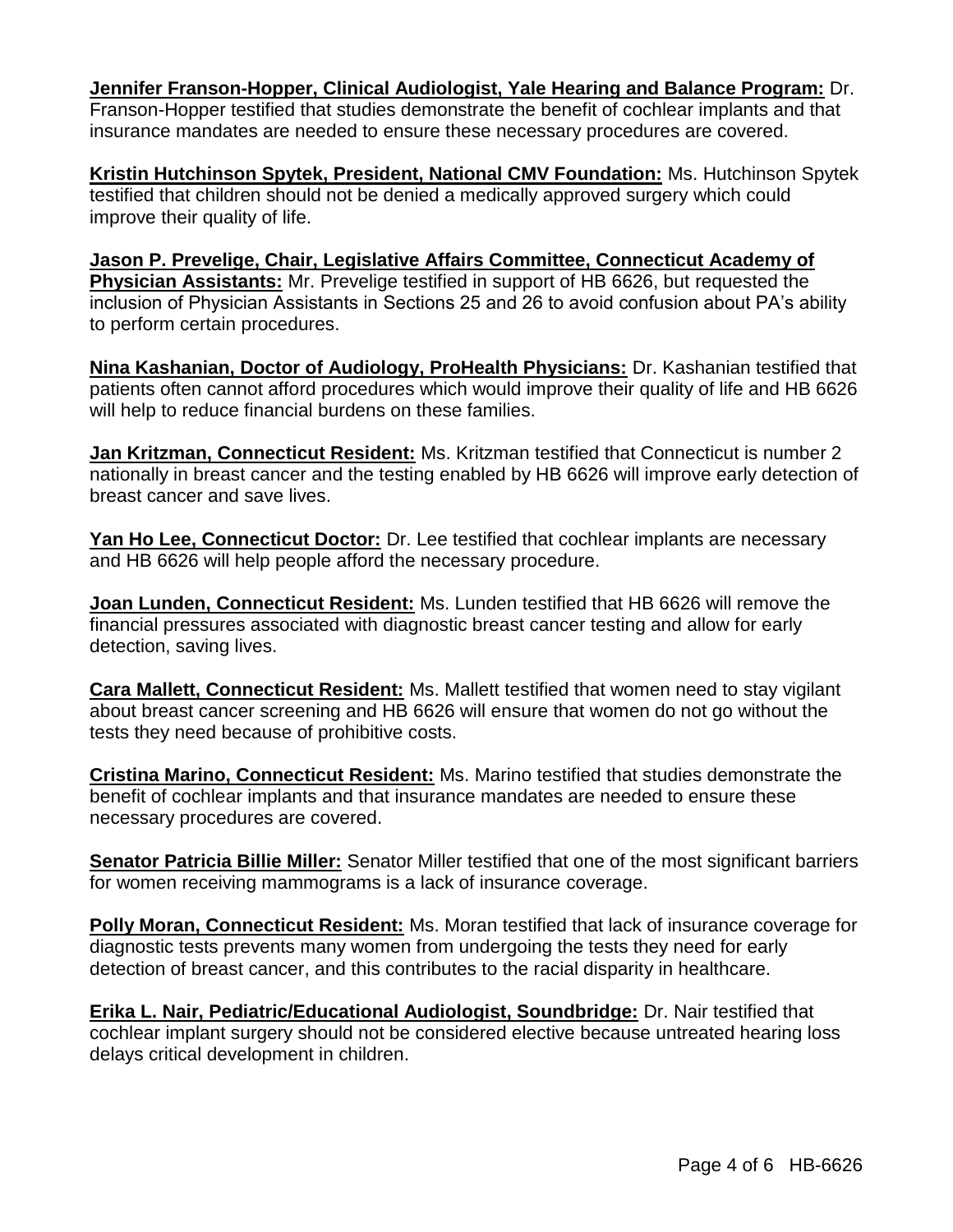**Jennifer Franson-Hopper, Clinical Audiologist, Yale Hearing and Balance Program:** Dr. Franson-Hopper testified that studies demonstrate the benefit of cochlear implants and that insurance mandates are needed to ensure these necessary procedures are covered.

**Kristin Hutchinson Spytek, President, National CMV Foundation:** Ms. Hutchinson Spytek testified that children should not be denied a medically approved surgery which could improve their quality of life.

**Jason P. Prevelige, Chair, Legislative Affairs Committee, Connecticut Academy of Physician Assistants:** Mr. Prevelige testified in support of HB 6626, but requested the inclusion of Physician Assistants in Sections 25 and 26 to avoid confusion about PA's ability to perform certain procedures.

**Nina Kashanian, Doctor of Audiology, ProHealth Physicians:** Dr. Kashanian testified that patients often cannot afford procedures which would improve their quality of life and HB 6626 will help to reduce financial burdens on these families.

**Jan Kritzman, Connecticut Resident:** Ms. Kritzman testified that Connecticut is number 2 nationally in breast cancer and the testing enabled by HB 6626 will improve early detection of breast cancer and save lives.

**Yan Ho Lee, Connecticut Doctor:** Dr. Lee testified that cochlear implants are necessary and HB 6626 will help people afford the necessary procedure.

**Joan Lunden, Connecticut Resident:** Ms. Lunden testified that HB 6626 will remove the financial pressures associated with diagnostic breast cancer testing and allow for early detection, saving lives.

**Cara Mallett, Connecticut Resident:** Ms. Mallett testified that women need to stay vigilant about breast cancer screening and HB 6626 will ensure that women do not go without the tests they need because of prohibitive costs.

**Cristina Marino, Connecticut Resident:** Ms. Marino testified that studies demonstrate the benefit of cochlear implants and that insurance mandates are needed to ensure these necessary procedures are covered.

**Senator Patricia Billie Miller:** Senator Miller testified that one of the most significant barriers for women receiving mammograms is a lack of insurance coverage.

**Polly Moran, Connecticut Resident:** Ms. Moran testified that lack of insurance coverage for diagnostic tests prevents many women from undergoing the tests they need for early detection of breast cancer, and this contributes to the racial disparity in healthcare.

**Erika L. Nair, Pediatric/Educational Audiologist, Soundbridge:** Dr. Nair testified that cochlear implant surgery should not be considered elective because untreated hearing loss delays critical development in children.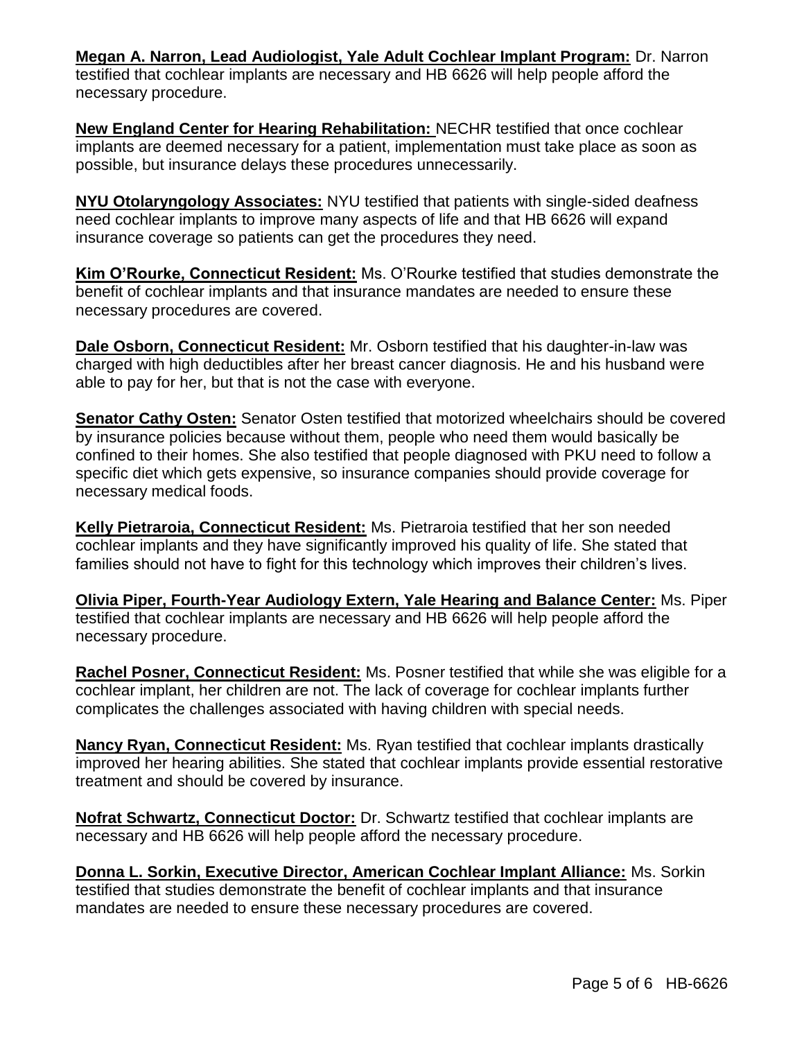**Megan A. Narron, Lead Audiologist, Yale Adult Cochlear Implant Program:** Dr. Narron testified that cochlear implants are necessary and HB 6626 will help people afford the necessary procedure.

**New England Center for Hearing Rehabilitation:** NECHR testified that once cochlear implants are deemed necessary for a patient, implementation must take place as soon as possible, but insurance delays these procedures unnecessarily.

**NYU Otolaryngology Associates:** NYU testified that patients with single-sided deafness need cochlear implants to improve many aspects of life and that HB 6626 will expand insurance coverage so patients can get the procedures they need.

**Kim O'Rourke, Connecticut Resident:** Ms. O'Rourke testified that studies demonstrate the benefit of cochlear implants and that insurance mandates are needed to ensure these necessary procedures are covered.

**Dale Osborn, Connecticut Resident:** Mr. Osborn testified that his daughter-in-law was charged with high deductibles after her breast cancer diagnosis. He and his husband were able to pay for her, but that is not the case with everyone.

**Senator Cathy Osten:** Senator Osten testified that motorized wheelchairs should be covered by insurance policies because without them, people who need them would basically be confined to their homes. She also testified that people diagnosed with PKU need to follow a specific diet which gets expensive, so insurance companies should provide coverage for necessary medical foods.

**Kelly Pietraroia, Connecticut Resident:** Ms. Pietraroia testified that her son needed cochlear implants and they have significantly improved his quality of life. She stated that families should not have to fight for this technology which improves their children's lives.

**Olivia Piper, Fourth-Year Audiology Extern, Yale Hearing and Balance Center:** Ms. Piper testified that cochlear implants are necessary and HB 6626 will help people afford the necessary procedure.

**Rachel Posner, Connecticut Resident:** Ms. Posner testified that while she was eligible for a cochlear implant, her children are not. The lack of coverage for cochlear implants further complicates the challenges associated with having children with special needs.

**Nancy Ryan, Connecticut Resident:** Ms. Ryan testified that cochlear implants drastically improved her hearing abilities. She stated that cochlear implants provide essential restorative treatment and should be covered by insurance.

**Nofrat Schwartz, Connecticut Doctor:** Dr. Schwartz testified that cochlear implants are necessary and HB 6626 will help people afford the necessary procedure.

**Donna L. Sorkin, Executive Director, American Cochlear Implant Alliance:** Ms. Sorkin testified that studies demonstrate the benefit of cochlear implants and that insurance mandates are needed to ensure these necessary procedures are covered.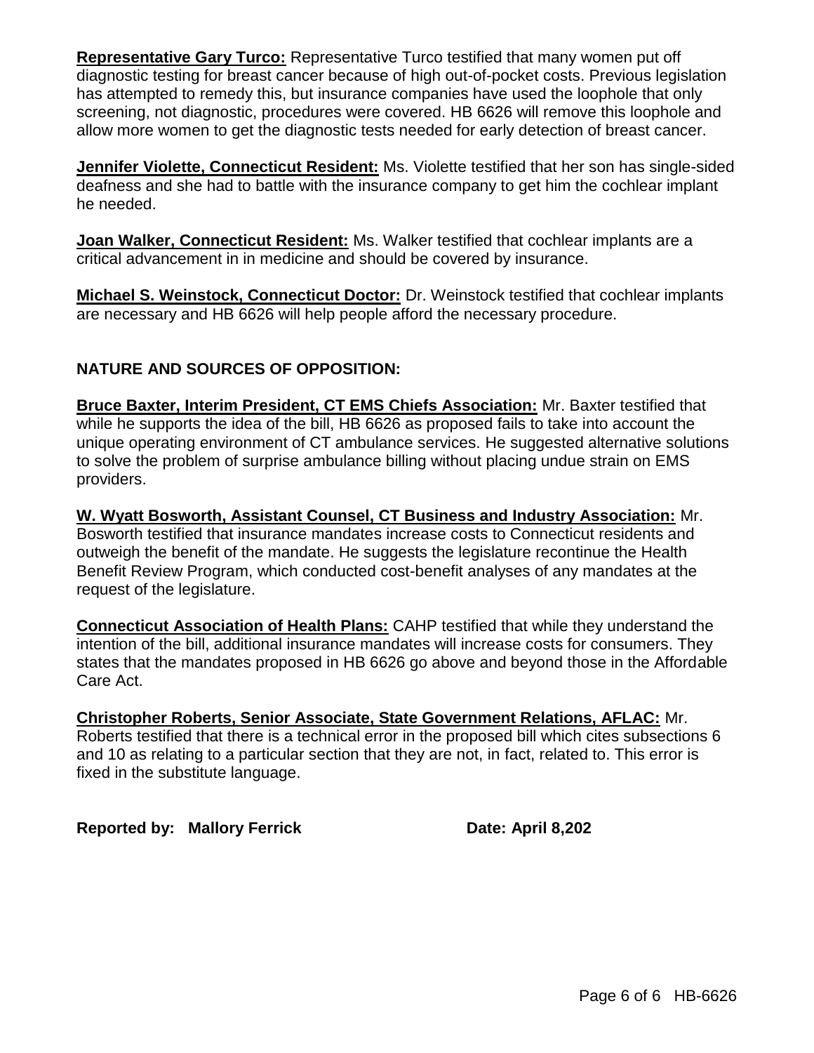**Representative Gary Turco:** Representative Turco testified that many women put off diagnostic testing for breast cancer because of high out-of-pocket costs. Previous legislation has attempted to remedy this, but insurance companies have used the loophole that only screening, not diagnostic, procedures were covered. HB 6626 will remove this loophole and allow more women to get the diagnostic tests needed for early detection of breast cancer.

**Jennifer Violette, Connecticut Resident:** Ms. Violette testified that her son has single-sided deafness and she had to battle with the insurance company to get him the cochlear implant he needed.

**Joan Walker, Connecticut Resident:** Ms. Walker testified that cochlear implants are a critical advancement in in medicine and should be covered by insurance.

**Michael S. Weinstock, Connecticut Doctor:** Dr. Weinstock testified that cochlear implants are necessary and HB 6626 will help people afford the necessary procedure.

## NATURE AND SOURCES OF OPPOSITION:

**Bruce Baxter, Interim President, CT EMS Chiefs Association:** Mr. Baxter testified that while he supports the idea of the bill, HB 6626 as proposed fails to take into account the unique operating environment of CT ambulance services. He suggested alternative solutions to solve the problem of surprise ambulance billing without placing undue strain on EMS providers.

**W. Wyatt Bosworth, Assistant Counsel, CT Business and Industry Association:** Mr. Bosworth testified that insurance mandates increase costs to Connecticut residents and outweigh the benefit of the mandate. He suggests the legislature recontinue the Health Benefit Review Program, which conducted cost-benefit analyses of any mandates at the request of the legislature.

**Connecticut Association of Health Plans:** CAHP testified that while they understand the intention of the bill, additional insurance mandates will increase costs for consumers. They states that the mandates proposed in HB 6626 go above and beyond those in the Affordable Care Act.

**Christopher Roberts, Senior Associate, State Government Relations, AFLAC:** Mr. Roberts testified that there is a technical error in the proposed bill which cites subsections 6 and 10 as relating to a particular section that they are not, in fact, related to. This error is fixed in the substitute language.

**Reported by: Mallory Ferrick** **Date: April 8,202**